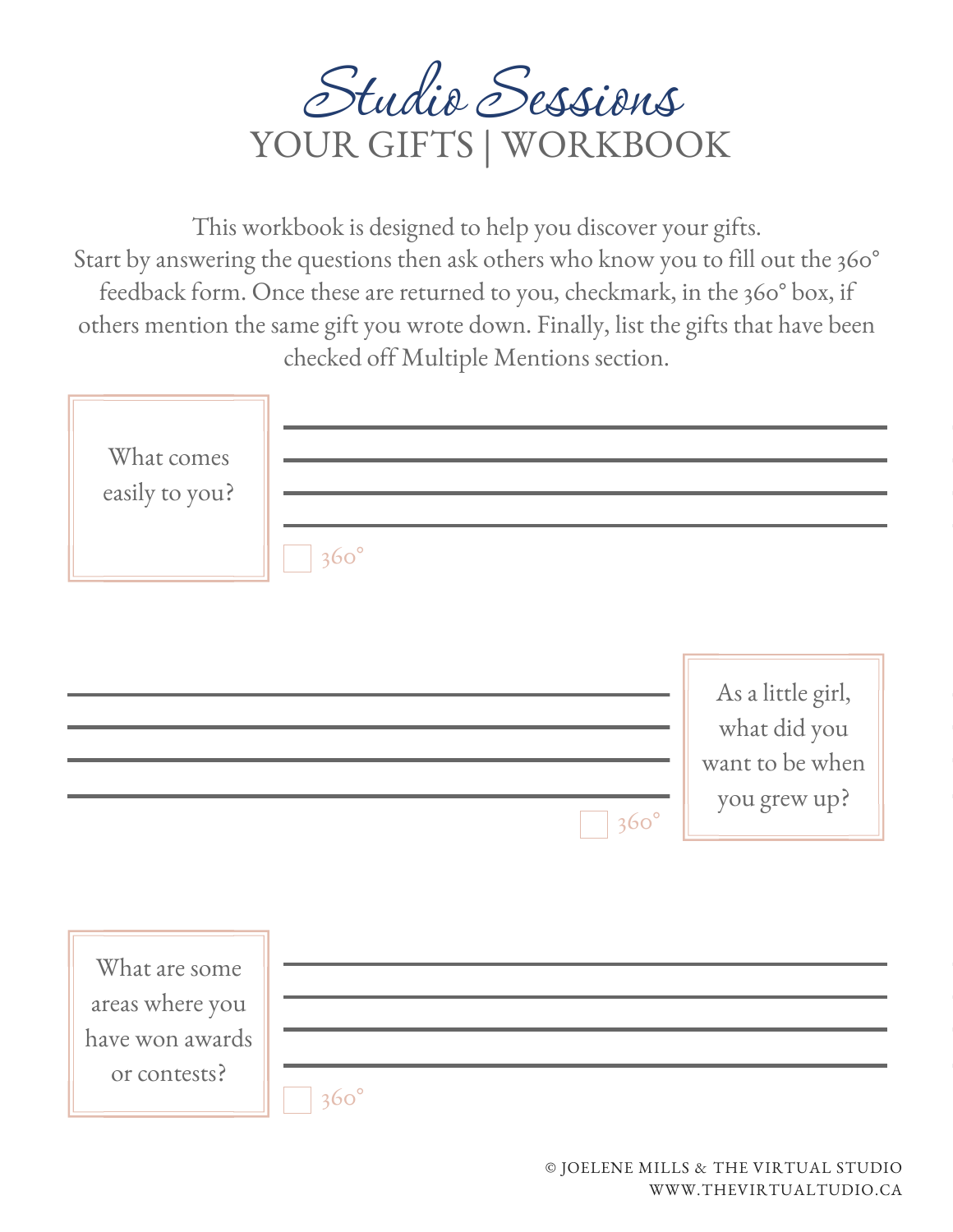# Studio Sessions

## YOUR GIFTS | WORKBOOK

This workbook is designed to help you discover your gifts. Start by answering the questions then ask others who know you to fill out the 360° feedback form. Once these are returned to you, checkmark, in the 360° box, if others mention the same gift you wrote down. Finally, list the gifts that have been checked off Multiple Mentions section.

What comes easily to you?

☐ 360°

As a little girl, what did you want to be when you grew up?

☐ 360°

What are some areas where you have won awards or contests?

☐ 360°

© JOELENE MILLS & THE VIRTUAL STUDIO
WWW.THEVIRTUALTUDIO.CA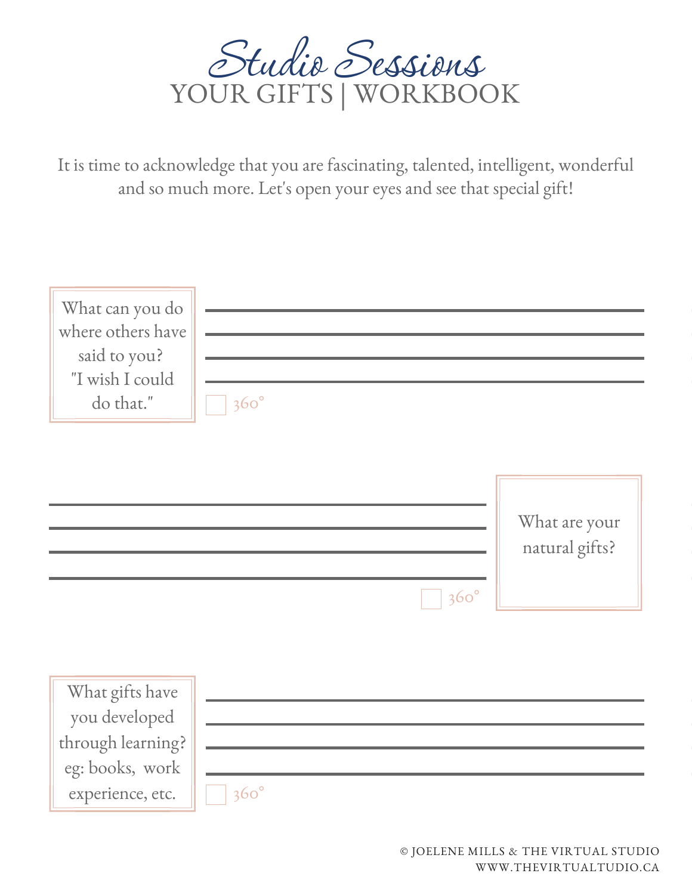# Studio Sessions
## YOUR GIFTS | WORKBOOK

It is time to acknowledge that you are fascinating, talented, intelligent, wonderful and so much more. Let's open your eyes and see that special gift!

What can you do where others have said to you? "I wish I could do that."

☐ 360°

What are your natural gifts?

☐ 360°

What gifts have you developed through learning? eg: books, work experience, etc.

☐ 360°

© JOELENE MILLS & THE VIRTUAL STUDIO
WWW.THEVIRTUALTUDIO.CA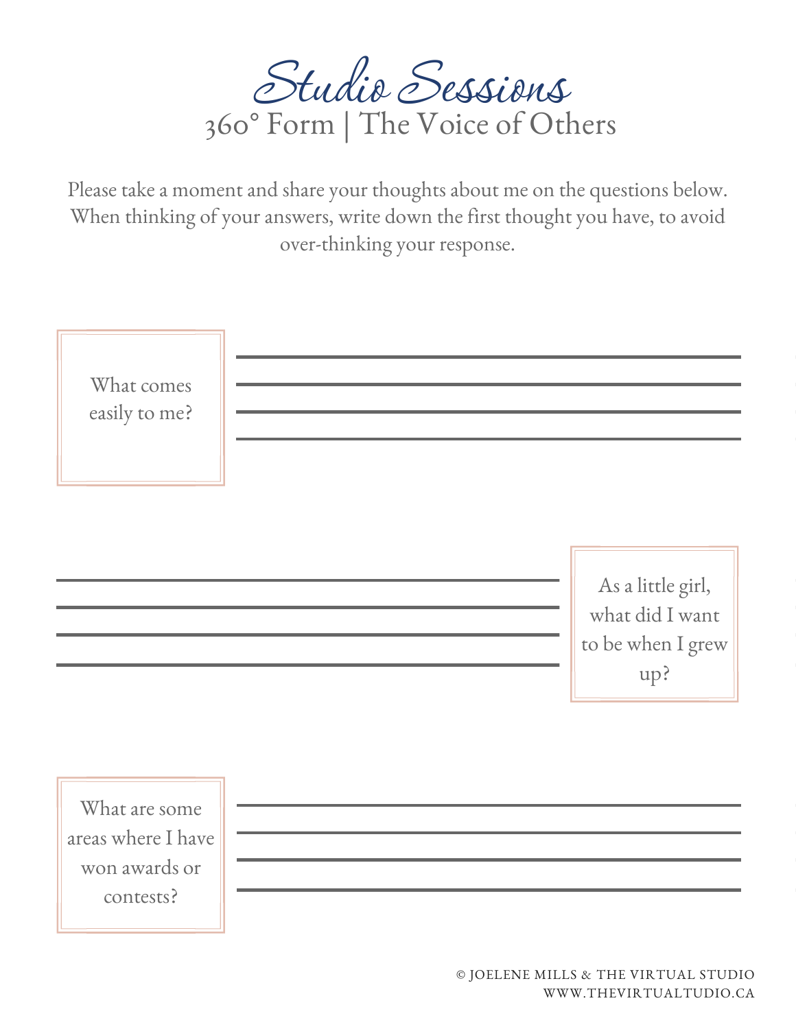# Studio Sessions

## 360° Form | The Voice of Others

Please take a moment and share your thoughts about me on the questions below. When thinking of your answers, write down the first thought you have, to avoid over-thinking your response.

What comes easily to me?

As a little girl, what did I want to be when I grew up?

What are some areas where I have won awards or contests?

© JOELENE MILLS & THE VIRTUAL STUDIO
WWW.THEVIRTUALTUDIO.CA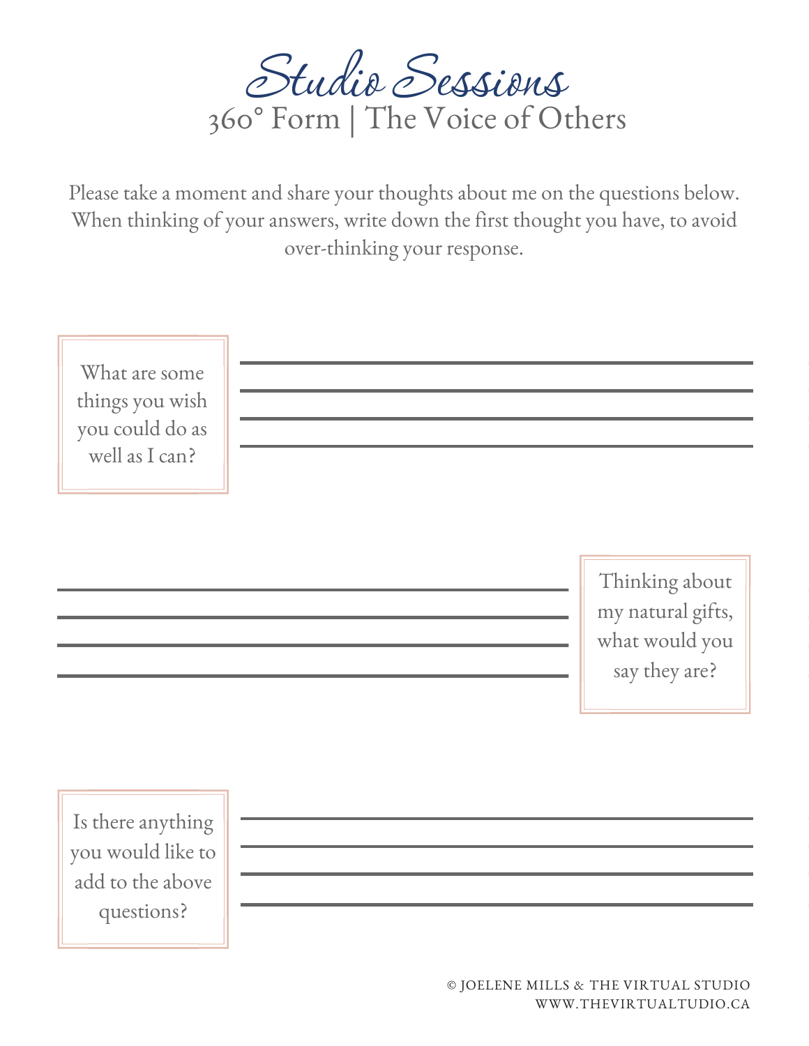# Studio Sessions

## 360° Form | The Voice of Others

Please take a moment and share your thoughts about me on the questions below. When thinking of your answers, write down the first thought you have, to avoid over-thinking your response.

What are some things you wish you could do as well as I can?

___________________________________________

___________________________________________

___________________________________________

___________________________________________

Thinking about my natural gifts, what would you say they are?

___________________________________________

___________________________________________

___________________________________________

___________________________________________

Is there anything you would like to add to the above questions?

___________________________________________

___________________________________________

___________________________________________

___________________________________________

© JOELENE MILLS & THE VIRTUAL STUDIO
WWW.THEVIRTUALTUDIO.CA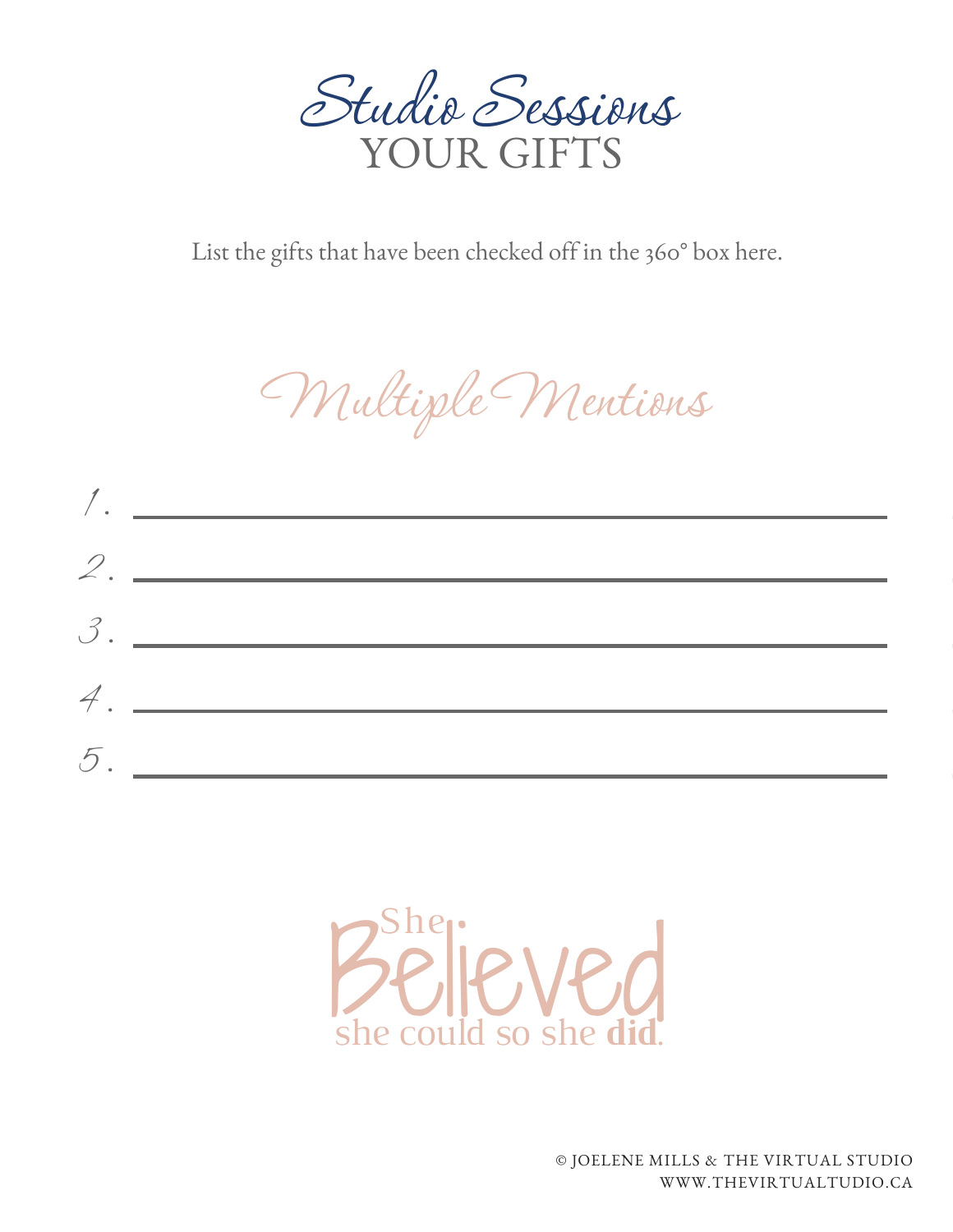# Studio Sessions

## YOUR GIFTS

List the gifts that have been checked off in the 360° box here.

### Multiple Mentions

1. ______________________________
2. ______________________________
3. ______________________________
4. ______________________________
5. ______________________________

She Believed she could so she **did**.

© JOELENE MILLS & THE VIRTUAL STUDIO
WWW.THEVIRTUALTUDIO.CA